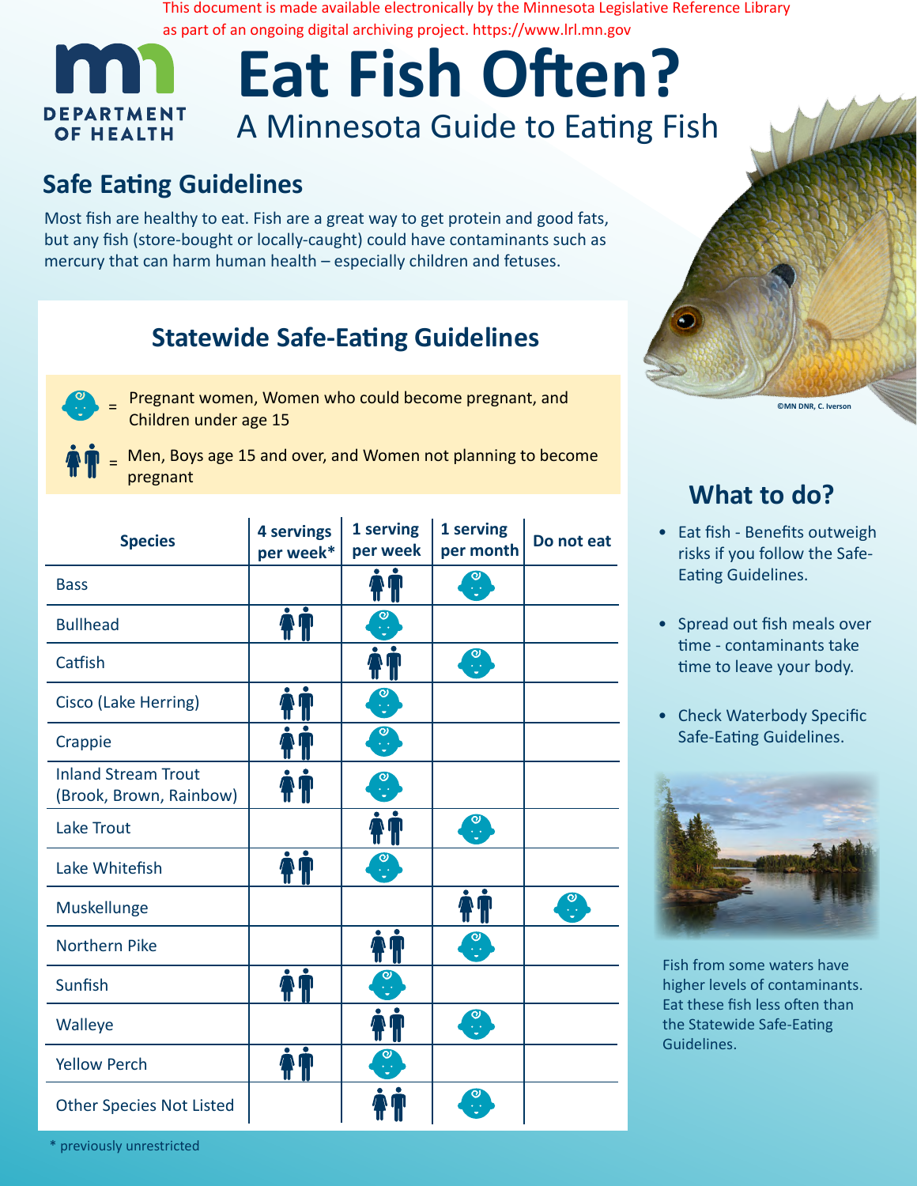This document is made available electronically by the Minnesota Legislative Reference Library as part of an ongoing digital archiving project. https://www.lrl.mn.gov

DEPARTMENT OF HEALTH

# Eat Fish Often?

## A Minnesota Guide to Eating Fish

## Safe Eating Guidelines

Most fish are healthy to eat. Fish are a great way to get protein and good fats, but any fish (store-bought or locally-caught) could have contaminants such as mercury that can harm human health – especially children and fetuses.

### Statewide Safe-Eating Guidelines

👶 = Pregnant women, Women who could become pregnant, and Children under age 15

👫 = Men, Boys age 15 and over, and Women not planning to become pregnant

| Species | 4 servings per week* | 1 serving per week | 1 serving per month | Do not eat |
|---|---|---|---|---|
| Bass | | 👫 | 👶 | |
| Bullhead | 👫 | 👶 | | |
| Catfish | | 👫 | 👶 | |
| Cisco (Lake Herring) | 👫 | 👶 | | |
| Crappie | 👫 | 👶 | | |
| Inland Stream Trout (Brook, Brown, Rainbow) | 👫 | 👶 | | |
| Lake Trout | | 👫 | 👶 | |
| Lake Whitefish | 👫 | 👶 | | |
| Muskellunge | | | 👫 | 👶 |
| Northern Pike | | 👫 | 👶 | |
| Sunfish | 👫 | 👶 | | |
| Walleye | | 👫 | 👶 | |
| Yellow Perch | 👫 | 👶 | | |
| Other Species Not Listed | | 👫 | 👶 | |

\* previously unrestricted

©MN DNR, C. Iverson

## What to do?

- Eat fish - Benefits outweigh risks if you follow the Safe-Eating Guidelines.
- Spread out fish meals over time - contaminants take time to leave your body.
- Check Waterbody Specific Safe-Eating Guidelines.

Fish from some waters have higher levels of contaminants. Eat these fish less often than the Statewide Safe-Eating Guidelines.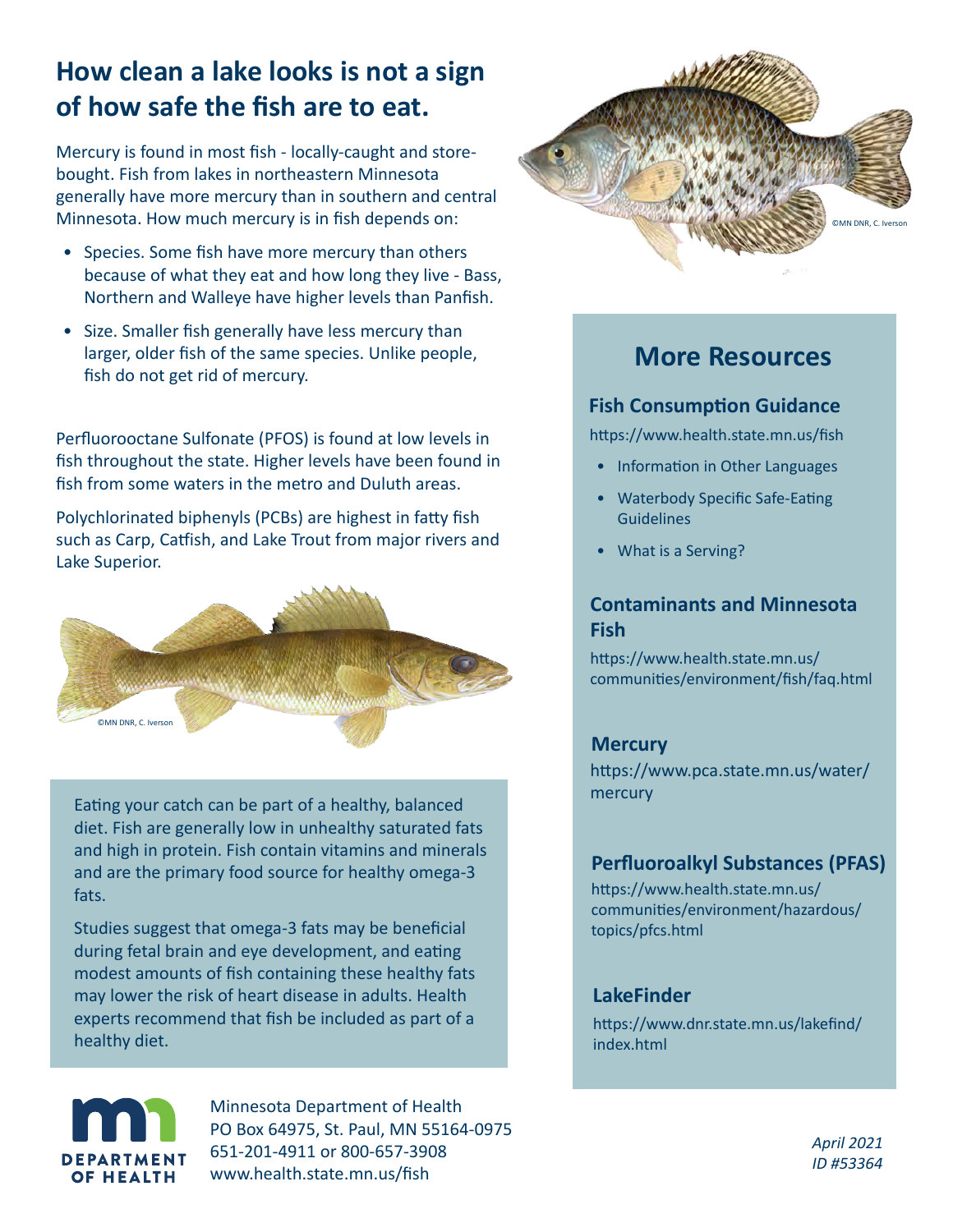# How clean a lake looks is not a sign of how safe the fish are to eat.

Mercury is found in most fish - locally-caught and store-bought. Fish from lakes in northeastern Minnesota generally have more mercury than in southern and central Minnesota. How much mercury is in fish depends on:

- Species. Some fish have more mercury than others because of what they eat and how long they live - Bass, Northern and Walleye have higher levels than Panfish.
- Size. Smaller fish generally have less mercury than larger, older fish of the same species. Unlike people, fish do not get rid of mercury.

Perfluorooctane Sulfonate (PFOS) is found at low levels in fish throughout the state. Higher levels have been found in fish from some waters in the metro and Duluth areas.

Polychlorinated biphenyls (PCBs) are highest in fatty fish such as Carp, Catfish, and Lake Trout from major rivers and Lake Superior.

©MN DNR, C. Iverson

Eating your catch can be part of a healthy, balanced diet. Fish are generally low in unhealthy saturated fats and high in protein. Fish contain vitamins and minerals and are the primary food source for healthy omega-3 fats.

Studies suggest that omega-3 fats may be beneficial during fetal brain and eye development, and eating modest amounts of fish containing these healthy fats may lower the risk of heart disease in adults. Health experts recommend that fish be included as part of a healthy diet.

©MN DNR, C. Iverson

## More Resources

### Fish Consumption Guidance

https://www.health.state.mn.us/fish

- Information in Other Languages
- Waterbody Specific Safe-Eating Guidelines
- What is a Serving?

### Contaminants and Minnesota Fish

https://www.health.state.mn.us/communities/environment/fish/faq.html

### Mercury

https://www.pca.state.mn.us/water/mercury

### Perfluoroalkyl Substances (PFAS)

https://www.health.state.mn.us/communities/environment/hazardous/topics/pfcs.html

### LakeFinder

https://www.dnr.state.mn.us/lakefind/index.html

DEPARTMENT OF HEALTH

Minnesota Department of Health
PO Box 64975, St. Paul, MN 55164-0975
651-201-4911 or 800-657-3908
www.health.state.mn.us/fish

*April 2021*
*ID #53364*